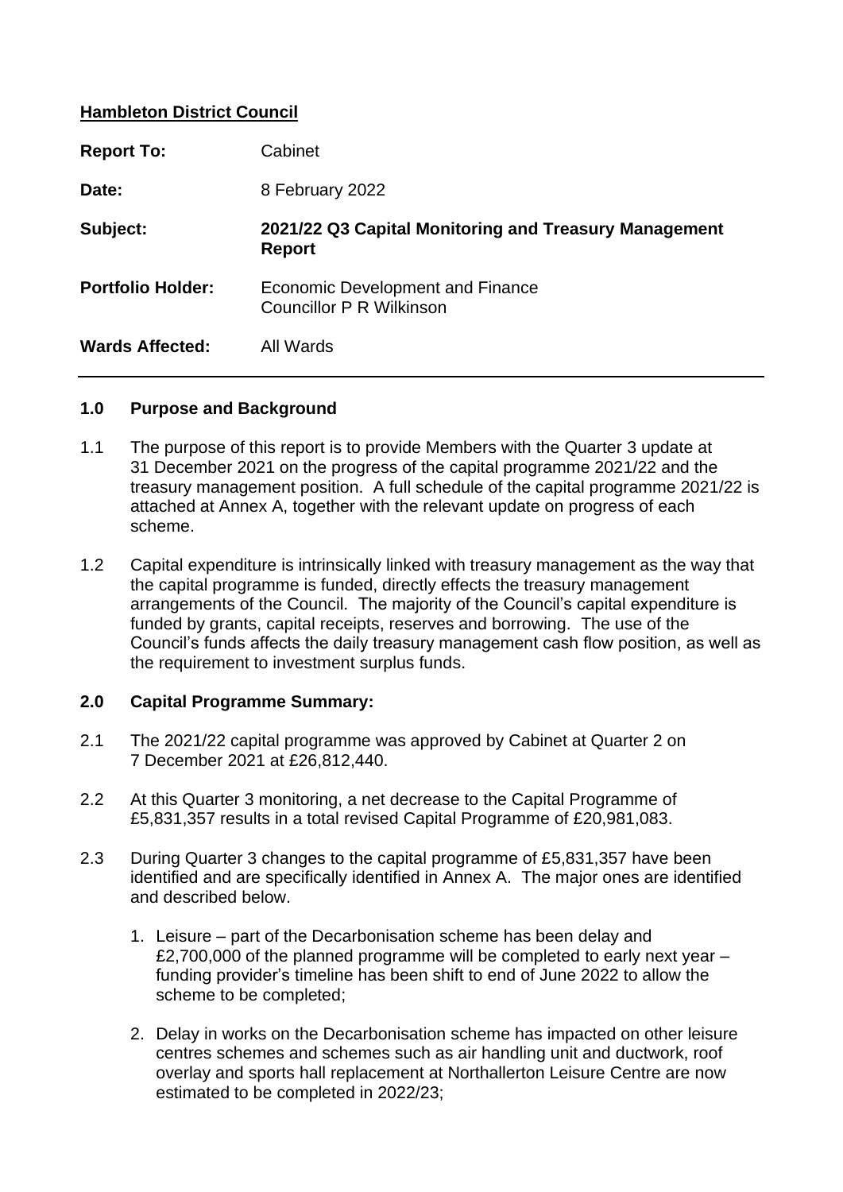**Hambleton District Council**

| | |
|---|---|
| **Report To:** | Cabinet |
| **Date:** | 8 February 2022 |
| **Subject:** | **2021/22 Q3 Capital Monitoring and Treasury Management Report** |
| **Portfolio Holder:** | Economic Development and Finance<br>Councillor P R Wilkinson |
| **Wards Affected:** | All Wards |

## 1.0 Purpose and Background

1.1 The purpose of this report is to provide Members with the Quarter 3 update at 31 December 2021 on the progress of the capital programme 2021/22 and the treasury management position. A full schedule of the capital programme 2021/22 is attached at Annex A, together with the relevant update on progress of each scheme.

1.2 Capital expenditure is intrinsically linked with treasury management as the way that the capital programme is funded, directly effects the treasury management arrangements of the Council. The majority of the Council's capital expenditure is funded by grants, capital receipts, reserves and borrowing. The use of the Council's funds affects the daily treasury management cash flow position, as well as the requirement to investment surplus funds.

## 2.0 Capital Programme Summary:

2.1 The 2021/22 capital programme was approved by Cabinet at Quarter 2 on 7 December 2021 at £26,812,440.

2.2 At this Quarter 3 monitoring, a net decrease to the Capital Programme of £5,831,357 results in a total revised Capital Programme of £20,981,083.

2.3 During Quarter 3 changes to the capital programme of £5,831,357 have been identified and are specifically identified in Annex A. The major ones are identified and described below.

1. Leisure – part of the Decarbonisation scheme has been delay and £2,700,000 of the planned programme will be completed to early next year – funding provider's timeline has been shift to end of June 2022 to allow the scheme to be completed;

2. Delay in works on the Decarbonisation scheme has impacted on other leisure centres schemes and schemes such as air handling unit and ductwork, roof overlay and sports hall replacement at Northallerton Leisure Centre are now estimated to be completed in 2022/23;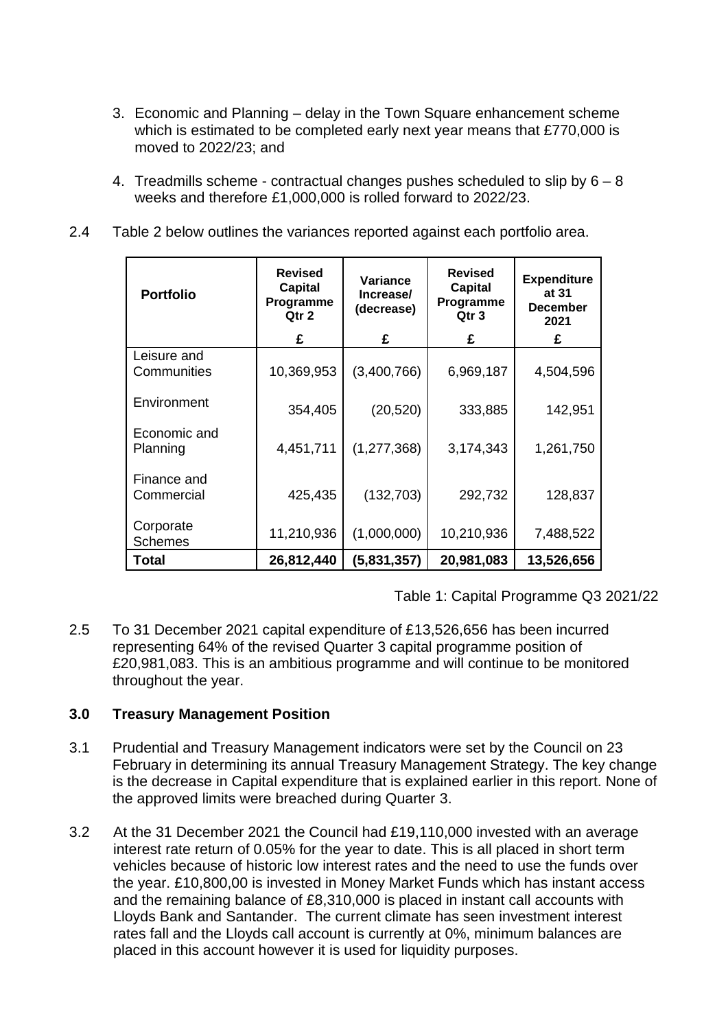3. Economic and Planning – delay in the Town Square enhancement scheme which is estimated to be completed early next year means that £770,000 is moved to 2022/23; and

4. Treadmills scheme - contractual changes pushes scheduled to slip by 6 – 8 weeks and therefore £1,000,000 is rolled forward to 2022/23.

2.4 Table 2 below outlines the variances reported against each portfolio area.

| Portfolio | Revised Capital Programme Qtr 2 | Variance Increase/ (decrease) | Revised Capital Programme Qtr 3 | Expenditure at 31 December 2021 |
|---|---|---|---|---|
| | £ | £ | £ | £ |
| Leisure and Communities | 10,369,953 | (3,400,766) | 6,969,187 | 4,504,596 |
| Environment | 354,405 | (20,520) | 333,885 | 142,951 |
| Economic and Planning | 4,451,711 | (1,277,368) | 3,174,343 | 1,261,750 |
| Finance and Commercial | 425,435 | (132,703) | 292,732 | 128,837 |
| Corporate Schemes | 11,210,936 | (1,000,000) | 10,210,936 | 7,488,522 |
| **Total** | **26,812,440** | **(5,831,357)** | **20,981,083** | **13,526,656** |

Table 1: Capital Programme Q3 2021/22

2.5 To 31 December 2021 capital expenditure of £13,526,656 has been incurred representing 64% of the revised Quarter 3 capital programme position of £20,981,083. This is an ambitious programme and will continue to be monitored throughout the year.

## 3.0 Treasury Management Position

3.1 Prudential and Treasury Management indicators were set by the Council on 23 February in determining its annual Treasury Management Strategy. The key change is the decrease in Capital expenditure that is explained earlier in this report. None of the approved limits were breached during Quarter 3.

3.2 At the 31 December 2021 the Council had £19,110,000 invested with an average interest rate return of 0.05% for the year to date. This is all placed in short term vehicles because of historic low interest rates and the need to use the funds over the year. £10,800,00 is invested in Money Market Funds which has instant access and the remaining balance of £8,310,000 is placed in instant call accounts with Lloyds Bank and Santander. The current climate has seen investment interest rates fall and the Lloyds call account is currently at 0%, minimum balances are placed in this account however it is used for liquidity purposes.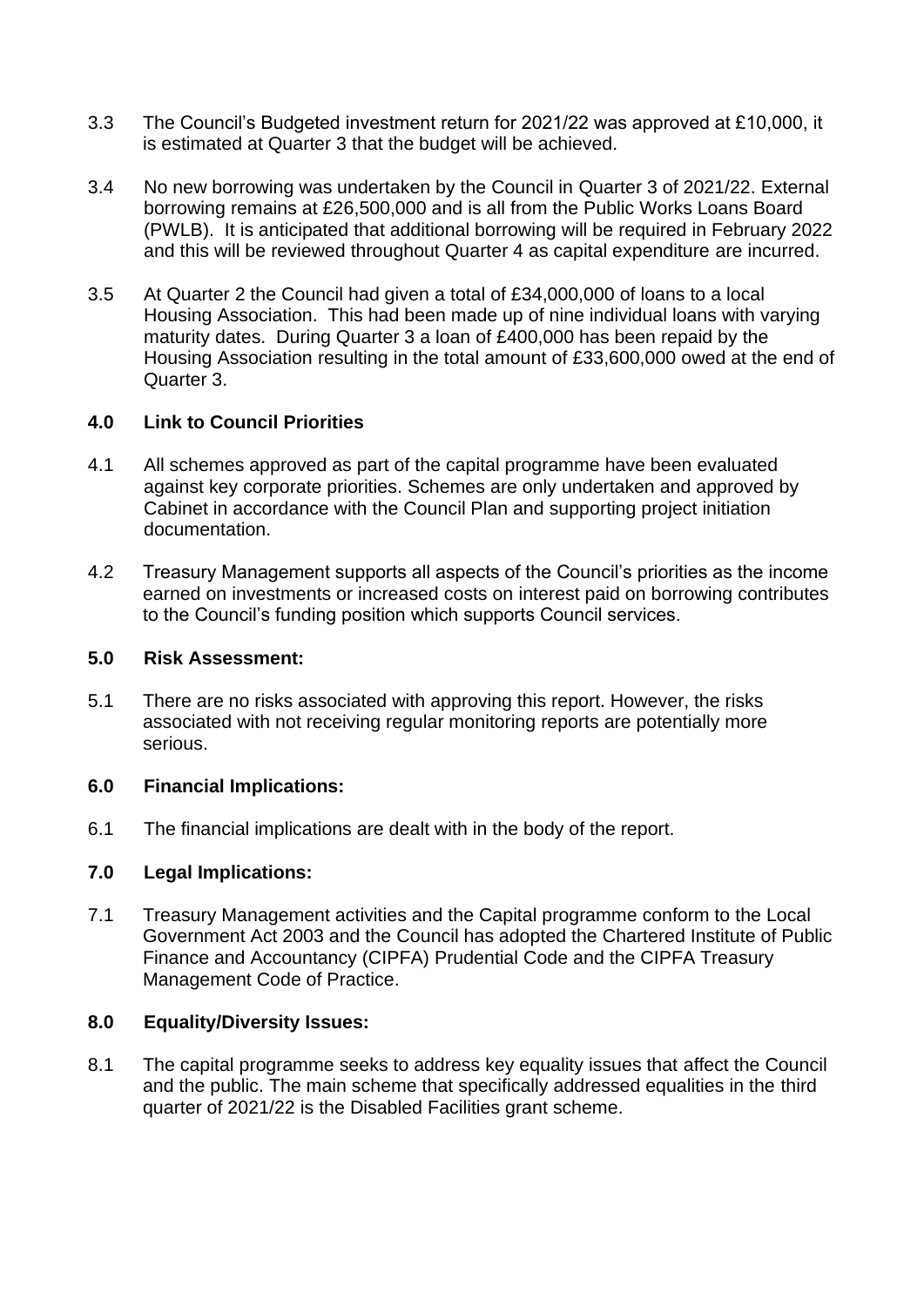3.3 The Council's Budgeted investment return for 2021/22 was approved at £10,000, it is estimated at Quarter 3 that the budget will be achieved.

3.4 No new borrowing was undertaken by the Council in Quarter 3 of 2021/22. External borrowing remains at £26,500,000 and is all from the Public Works Loans Board (PWLB). It is anticipated that additional borrowing will be required in February 2022 and this will be reviewed throughout Quarter 4 as capital expenditure are incurred.

3.5 At Quarter 2 the Council had given a total of £34,000,000 of loans to a local Housing Association. This had been made up of nine individual loans with varying maturity dates. During Quarter 3 a loan of £400,000 has been repaid by the Housing Association resulting in the total amount of £33,600,000 owed at the end of Quarter 3.

## 4.0 Link to Council Priorities

4.1 All schemes approved as part of the capital programme have been evaluated against key corporate priorities. Schemes are only undertaken and approved by Cabinet in accordance with the Council Plan and supporting project initiation documentation.

4.2 Treasury Management supports all aspects of the Council's priorities as the income earned on investments or increased costs on interest paid on borrowing contributes to the Council's funding position which supports Council services.

## 5.0 Risk Assessment:

5.1 There are no risks associated with approving this report. However, the risks associated with not receiving regular monitoring reports are potentially more serious.

## 6.0 Financial Implications:

6.1 The financial implications are dealt with in the body of the report.

## 7.0 Legal Implications:

7.1 Treasury Management activities and the Capital programme conform to the Local Government Act 2003 and the Council has adopted the Chartered Institute of Public Finance and Accountancy (CIPFA) Prudential Code and the CIPFA Treasury Management Code of Practice.

## 8.0 Equality/Diversity Issues:

8.1 The capital programme seeks to address key equality issues that affect the Council and the public. The main scheme that specifically addressed equalities in the third quarter of 2021/22 is the Disabled Facilities grant scheme.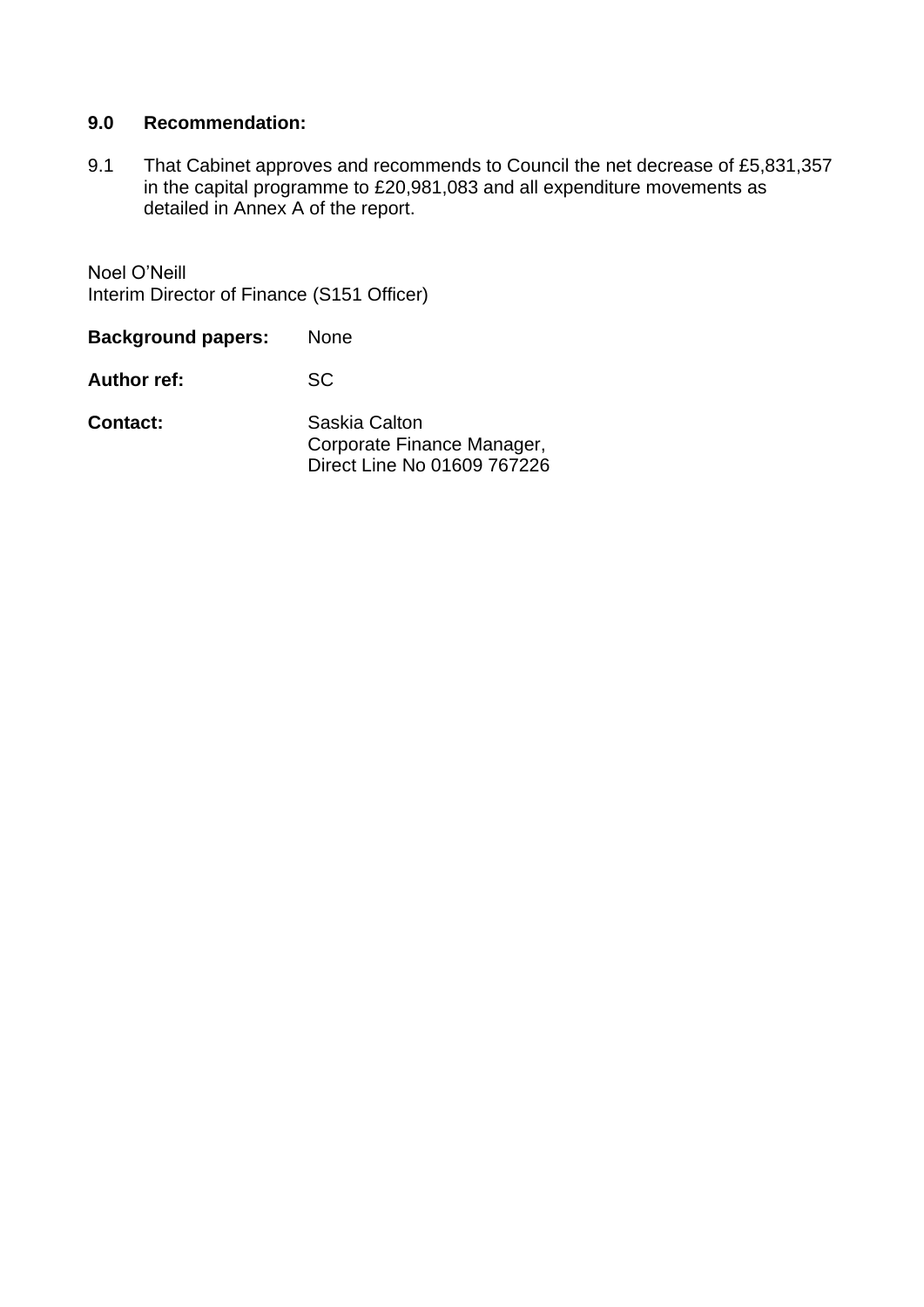## 9.0 Recommendation:

9.1 That Cabinet approves and recommends to Council the net decrease of £5,831,357 in the capital programme to £20,981,083 and all expenditure movements as detailed in Annex A of the report.

Noel O'Neill
Interim Director of Finance (S151 Officer)

**Background papers:** None

**Author ref:** SC

**Contact:** Saskia Calton
Corporate Finance Manager,
Direct Line No 01609 767226